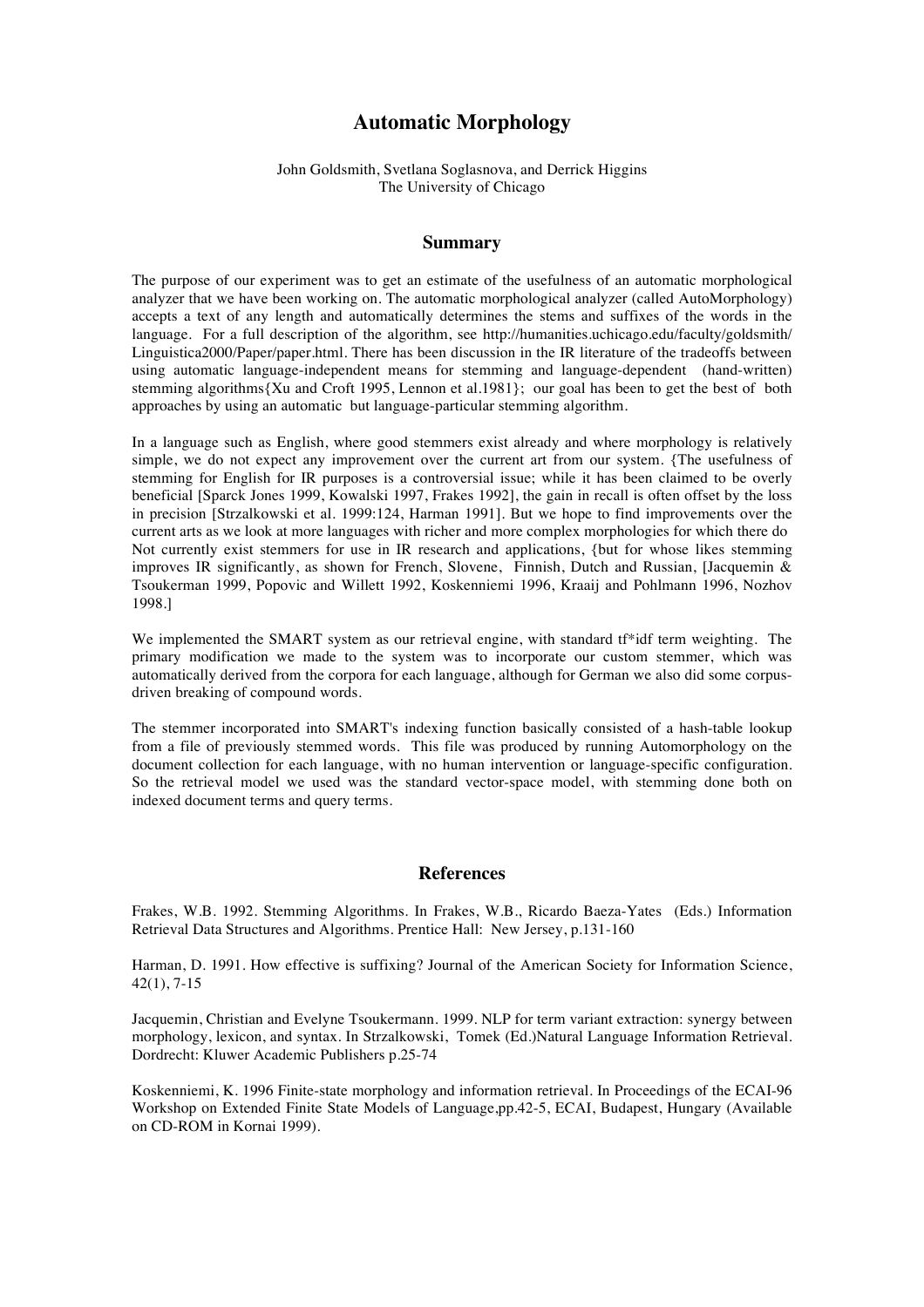# Automatic Morphology

John Goldsmith, Svetlana Soglasnova, and Derrick Higgins
The University of Chicago

## Summary

The purpose of our experiment was to get an estimate of the usefulness of an automatic morphological analyzer that we have been working on. The automatic morphological analyzer (called AutoMorphology) accepts a text of any length and automatically determines the stems and suffixes of the words in the language. For a full description of the algorithm, see http://humanities.uchicago.edu/faculty/goldsmith/ Linguistica2000/Paper/paper.html. There has been discussion in the IR literature of the tradeoffs between using automatic language-independent means for stemming and language-dependent (hand-written) stemming algorithms{Xu and Croft 1995, Lennon et al.1981}; our goal has been to get the best of both approaches by using an automatic but language-particular stemming algorithm.

In a language such as English, where good stemmers exist already and where morphology is relatively simple, we do not expect any improvement over the current art from our system. {The usefulness of stemming for English for IR purposes is a controversial issue; while it has been claimed to be overly beneficial [Sparck Jones 1999, Kowalski 1997, Frakes 1992], the gain in recall is often offset by the loss in precision [Strzalkowski et al. 1999:124, Harman 1991]. But we hope to find improvements over the current arts as we look at more languages with richer and more complex morphologies for which there do Not currently exist stemmers for use in IR research and applications, {but for whose likes stemming improves IR significantly, as shown for French, Slovene, Finnish, Dutch and Russian, [Jacquemin & Tsoukerman 1999, Popovic and Willett 1992, Koskenniemi 1996, Kraaij and Pohlmann 1996, Nozhov 1998.]

We implemented the SMART system as our retrieval engine, with standard tf*idf term weighting. The primary modification we made to the system was to incorporate our custom stemmer, which was automatically derived from the corpora for each language, although for German we also did some corpus-driven breaking of compound words.

The stemmer incorporated into SMART's indexing function basically consisted of a hash-table lookup from a file of previously stemmed words. This file was produced by running Automorphology on the document collection for each language, with no human intervention or language-specific configuration. So the retrieval model we used was the standard vector-space model, with stemming done both on indexed document terms and query terms.

## References

Frakes, W.B. 1992. Stemming Algorithms. In Frakes, W.B., Ricardo Baeza-Yates (Eds.) Information Retrieval Data Structures and Algorithms. Prentice Hall: New Jersey, p.131-160

Harman, D. 1991. How effective is suffixing? Journal of the American Society for Information Science, 42(1), 7-15

Jacquemin, Christian and Evelyne Tsoukermann. 1999. NLP for term variant extraction: synergy between morphology, lexicon, and syntax. In Strzalkowski, Tomek (Ed.)Natural Language Information Retrieval. Dordrecht: Kluwer Academic Publishers p.25-74

Koskenniemi, K. 1996 Finite-state morphology and information retrieval. In Proceedings of the ECAI-96 Workshop on Extended Finite State Models of Language,pp.42-5, ECAI, Budapest, Hungary (Available on CD-ROM in Kornai 1999).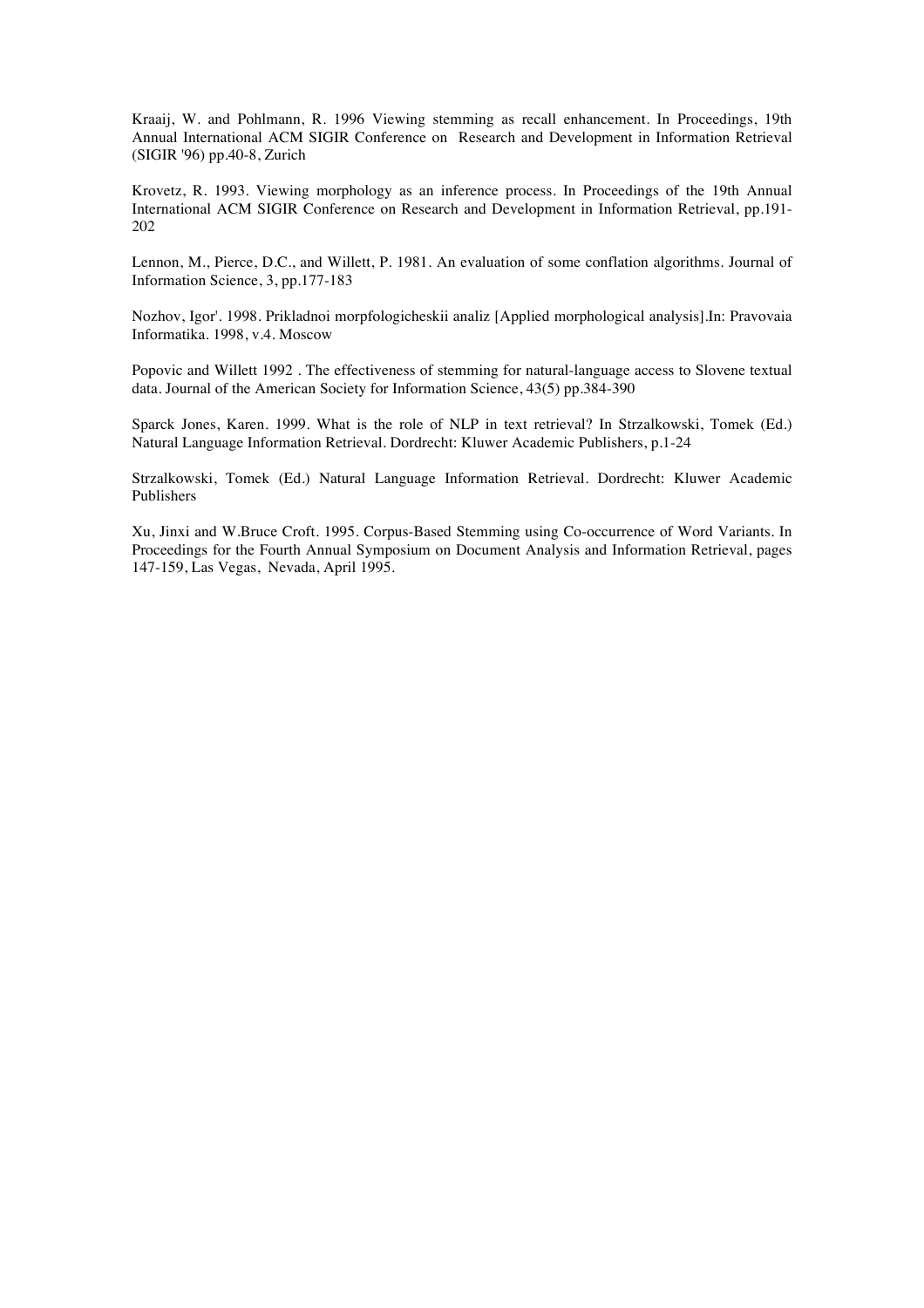Kraaij, W. and Pohlmann, R. 1996 Viewing stemming as recall enhancement. In Proceedings, 19th Annual International ACM SIGIR Conference on Research and Development in Information Retrieval (SIGIR '96) pp.40-8, Zurich

Krovetz, R. 1993. Viewing morphology as an inference process. In Proceedings of the 19th Annual International ACM SIGIR Conference on Research and Development in Information Retrieval, pp.191-202

Lennon, M., Pierce, D.C., and Willett, P. 1981. An evaluation of some conflation algorithms. Journal of Information Science, 3, pp.177-183

Nozhov, Igor'. 1998. Prikladnoi morpfologicheskii analiz [Applied morphological analysis].In: Pravovaia Informatika. 1998, v.4. Moscow

Popovic and Willett 1992 . The effectiveness of stemming for natural-language access to Slovene textual data. Journal of the American Society for Information Science, 43(5) pp.384-390

Sparck Jones, Karen. 1999. What is the role of NLP in text retrieval? In Strzalkowski, Tomek (Ed.) Natural Language Information Retrieval. Dordrecht: Kluwer Academic Publishers, p.1-24

Strzalkowski, Tomek (Ed.) Natural Language Information Retrieval. Dordrecht: Kluwer Academic Publishers

Xu, Jinxi and W.Bruce Croft. 1995. Corpus-Based Stemming using Co-occurrence of Word Variants. In Proceedings for the Fourth Annual Symposium on Document Analysis and Information Retrieval, pages 147-159, Las Vegas, Nevada, April 1995.